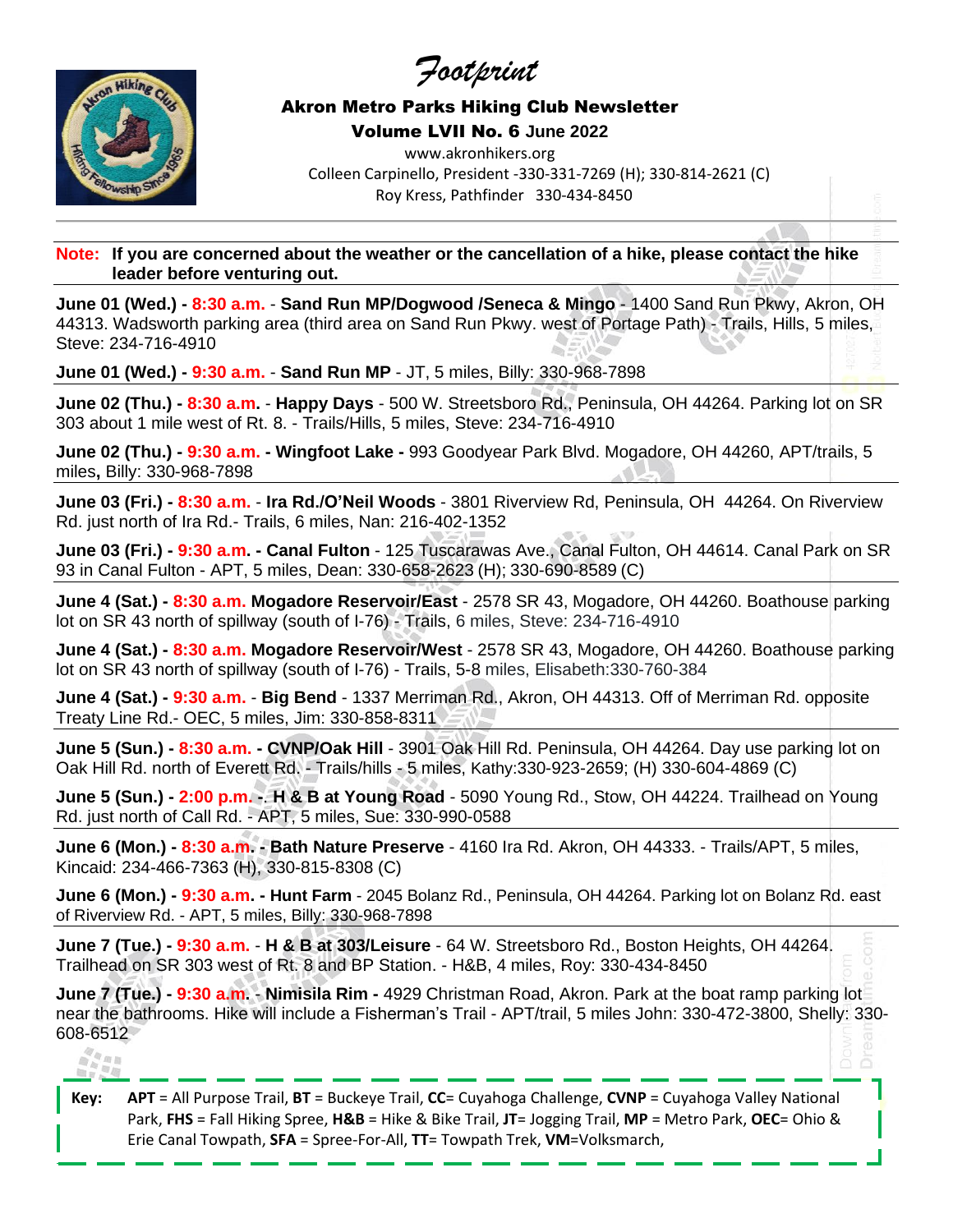# *Footprint*

**Akron Metro Parks Hiking Club Newsletter**

**Volume LVII No. 6 June 2022**

www.akronhikers.org

Colleen Carpinello, President -330-331-7269 (H); 330-814-2621 (C)

Roy Kress, Pathfinder 330-434-8450

---

**Note: If you are concerned about the weather or the cancellation of a hike, please contact the hike leader before venturing out.**

**June 01 (Wed.) - 8:30 a.m.** - **Sand Run MP/Dogwood /Seneca & Mingo** - 1400 Sand Run Pkwy, Akron, OH 44313. Wadsworth parking area (third area on Sand Run Pkwy. west of Portage Path) - Trails, Hills, 5 miles, Steve: 234-716-4910

**June 01 (Wed.) - 9:30 a.m.** - **Sand Run MP** - JT, 5 miles, Billy: 330-968-7898

**June 02 (Thu.) - 8:30 a.m.** - **Happy Days** - 500 W. Streetsboro Rd., Peninsula, OH 44264. Parking lot on SR 303 about 1 mile west of Rt. 8. - Trails/Hills, 5 miles, Steve: 234-716-4910

**June 02 (Thu.) - 9:30 a.m. - Wingfoot Lake -** 993 Goodyear Park Blvd. Mogadore, OH 44260, APT/trails, 5 miles**,** Billy: 330-968-7898

**June 03 (Fri.) - 8:30 a.m.** - **Ira Rd./O'Neil Woods** - 3801 Riverview Rd, Peninsula, OH 44264. On Riverview Rd. just north of Ira Rd.- Trails, 6 miles, Nan: 216-402-1352

**June 03 (Fri.) - 9:30 a.m. - Canal Fulton** - 125 Tuscarawas Ave., Canal Fulton, OH 44614. Canal Park on SR 93 in Canal Fulton - APT, 5 miles, Dean: 330-658-2623 (H); 330-690-8589 (C)

**June 4 (Sat.) - 8:30 a.m. Mogadore Reservoir/East** - 2578 SR 43, Mogadore, OH 44260. Boathouse parking lot on SR 43 north of spillway (south of I-76) - Trails, 6 miles, Steve: 234-716-4910

**June 4 (Sat.) - 8:30 a.m. Mogadore Reservoir/West** - 2578 SR 43, Mogadore, OH 44260. Boathouse parking lot on SR 43 north of spillway (south of I-76) - Trails, 5-8 miles, Elisabeth:330-760-384

**June 4 (Sat.) - 9:30 a.m.** - **Big Bend** - 1337 Merriman Rd., Akron, OH 44313. Off of Merriman Rd. opposite Treaty Line Rd.- OEC, 5 miles, Jim: 330-858-8311

**June 5 (Sun.) - 8:30 a.m. - CVNP/Oak Hill** - 3901 Oak Hill Rd. Peninsula, OH 44264. Day use parking lot on Oak Hill Rd. north of Everett Rd. - Trails/hills - 5 miles, Kathy:330-923-2659; (H) 330-604-4869 (C)

**June 5 (Sun.) - 2:00 p.m. - H & B at Young Road** - 5090 Young Rd., Stow, OH 44224. Trailhead on Young Rd. just north of Call Rd. - APT, 5 miles, Sue: 330-990-0588

**June 6 (Mon.) - 8:30 a.m. - Bath Nature Preserve** - 4160 Ira Rd. Akron, OH 44333. - Trails/APT, 5 miles, Kincaid: 234-466-7363 (H), 330-815-8308 (C)

**June 6 (Mon.) - 9:30 a.m. - Hunt Farm** - 2045 Bolanz Rd., Peninsula, OH 44264. Parking lot on Bolanz Rd. east of Riverview Rd. - APT, 5 miles, Billy: 330-968-7898

**June 7 (Tue.) - 9:30 a.m.** - **H & B at 303/Leisure** - 64 W. Streetsboro Rd., Boston Heights, OH 44264. Trailhead on SR 303 west of Rt. 8 and BP Station. - H&B, 4 miles, Roy: 330-434-8450

**June 7 (Tue.) - 9:30 a.m. - Nimisila Rim -** 4929 Christman Road, Akron. Park at the boat ramp parking lot near the bathrooms. Hike will include a Fisherman's Trail - APT/trail, 5 miles John: 330-472-3800, Shelly: 330-608-6512

**Key:** **APT** = All Purpose Trail, **BT** = Buckeye Trail, **CC**= Cuyahoga Challenge, **CVNP** = Cuyahoga Valley National Park, **FHS** = Fall Hiking Spree, **H&B** = Hike & Bike Trail, **JT**= Jogging Trail, **MP** = Metro Park, **OEC**= Ohio & Erie Canal Towpath, **SFA** = Spree-For-All, **TT**= Towpath Trek, **VM**=Volksmarch,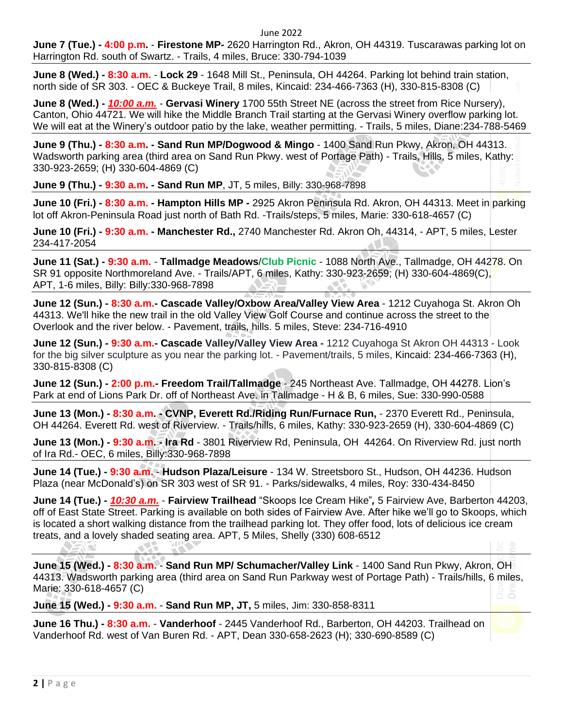June 2022

**June 7 (Tue.) - 4:00 p.m.** - **Firestone MP-** 2620 Harrington Rd., Akron, OH 44319. Tuscarawas parking lot on Harrington Rd. south of Swartz. - Trails, 4 miles, Bruce: 330-794-1039

---

**June 8 (Wed.) - 8:30 a.m.** - **Lock 29** - 1648 Mill St., Peninsula, OH 44264. Parking lot behind train station, north side of SR 303. - OEC & Buckeye Trail, 8 miles, Kincaid: 234-466-7363 (H), 330-815-8308 (C)

**June 8 (Wed.) -** ***10:00 a.m.*** - **Gervasi Winery** 1700 55th Street NE (across the street from Rice Nursery), Canton, Ohio 44721. We will hike the Middle Branch Trail starting at the Gervasi Winery overflow parking lot. We will eat at the Winery's outdoor patio by the lake, weather permitting. - Trails, 5 miles, Diane:234-788-5469

---

**June 9 (Thu.) - 8:30 a.m. - Sand Run MP/Dogwood & Mingo** - 1400 Sand Run Pkwy, Akron, OH 44313. Wadsworth parking area (third area on Sand Run Pkwy. west of Portage Path) - Trails, Hills, 5 miles, Kathy: 330-923-2659; (H) 330-604-4869 (C)

**June 9 (Thu.) - 9:30 a.m. - Sand Run MP**, JT, 5 miles, Billy: 330-968-7898

---

**June 10 (Fri.) - 8:30 a.m. - Hampton Hills MP -** 2925 Akron Peninsula Rd. Akron, OH 44313. Meet in parking lot off Akron-Peninsula Road just north of Bath Rd. -Trails/steps, 5 miles, Marie: 330-618-4657 (C)

**June 10 (Fri.) - 9:30 a.m. - Manchester Rd.,** 2740 Manchester Rd. Akron Oh, 44314, - APT, 5 miles, Lester 234-417-2054

---

**June 11 (Sat.) - 9:30 a.m.** - **Tallmadge Meadows/Club Picnic** - 1088 North Ave., Tallmadge, OH 44278. On SR 91 opposite Northmoreland Ave. - Trails/APT, 6 miles, Kathy: 330-923-2659; (H) 330-604-4869(C), APT, 1-6 miles, Billy: Billy:330-968-7898

---

**June 12 (Sun.) - 8:30 a.m.- Cascade Valley/Oxbow Area/Valley View Area** - 1212 Cuyahoga St. Akron Oh 44313. We'll hike the new trail in the old Valley View Golf Course and continue across the street to the Overlook and the river below. - Pavement, trails, hills. 5 miles, Steve: 234-716-4910

**June 12 (Sun.) - 9:30 a.m.- Cascade Valley/Valley View Area -** 1212 Cuyahoga St Akron OH 44313 - Look for the big silver sculpture as you near the parking lot. - Pavement/trails, 5 miles, Kincaid: 234-466-7363 (H), 330-815-8308 (C)

**June 12 (Sun.) - 2:00 p.m.- Freedom Trail/Tallmadge** - 245 Northeast Ave. Tallmadge, OH 44278. Lion's Park at end of Lions Park Dr. off of Northeast Ave. in Tallmadge - H & B, 6 miles, Sue: 330-990-0588

---

**June 13 (Mon.) - 8:30 a.m. - CVNP, Everett Rd./Riding Run/Furnace Run,** - 2370 Everett Rd., Peninsula, OH 44264. Everett Rd. west of Riverview. - Trails/hills, 6 miles, Kathy: 330-923-2659 (H), 330-604-4869 (C)

**June 13 (Mon.) - 9:30 a.m. - Ira Rd** - 3801 Riverview Rd, Peninsula, OH 44264. On Riverview Rd. just north of Ira Rd.- OEC, 6 miles, Billy:330-968-7898

---

**June 14 (Tue.) - 9:30 a.m. - Hudson Plaza/Leisure** - 134 W. Streetsboro St., Hudson, OH 44236. Hudson Plaza (near McDonald's) on SR 303 west of SR 91. - Parks/sidewalks, 4 miles, Roy: 330-434-8450

**June 14 (Tue.) -** ***10:30 a.m.*** - **Fairview Trailhead** "Skoops Ice Cream Hike"**,** 5 Fairview Ave, Barberton 44203, off of East State Street. Parking is available on both sides of Fairview Ave. After hike we'll go to Skoops, which is located a short walking distance from the trailhead parking lot. They offer food, lots of delicious ice cream treats, and a lovely shaded seating area. APT, 5 Miles, Shelly (330) 608-6512

---

**June 15 (Wed.) - 8:30 a.m.** - **Sand Run MP/ Schumacher/Valley Link** - 1400 Sand Run Pkwy, Akron, OH 44313. Wadsworth parking area (third area on Sand Run Parkway west of Portage Path) - Trails/hills, 6 miles, Marie: 330-618-4657 (C)

**June 15 (Wed.) - 9:30 a.m.** - **Sand Run MP, JT,** 5 miles, Jim: 330-858-8311

---

**June 16 Thu.) - 8:30 a.m.** - **Vanderhoof** - 2445 Vanderhoof Rd., Barberton, OH 44203. Trailhead on Vanderhoof Rd. west of Van Buren Rd. - APT, Dean 330-658-2623 (H); 330-690-8589 (C)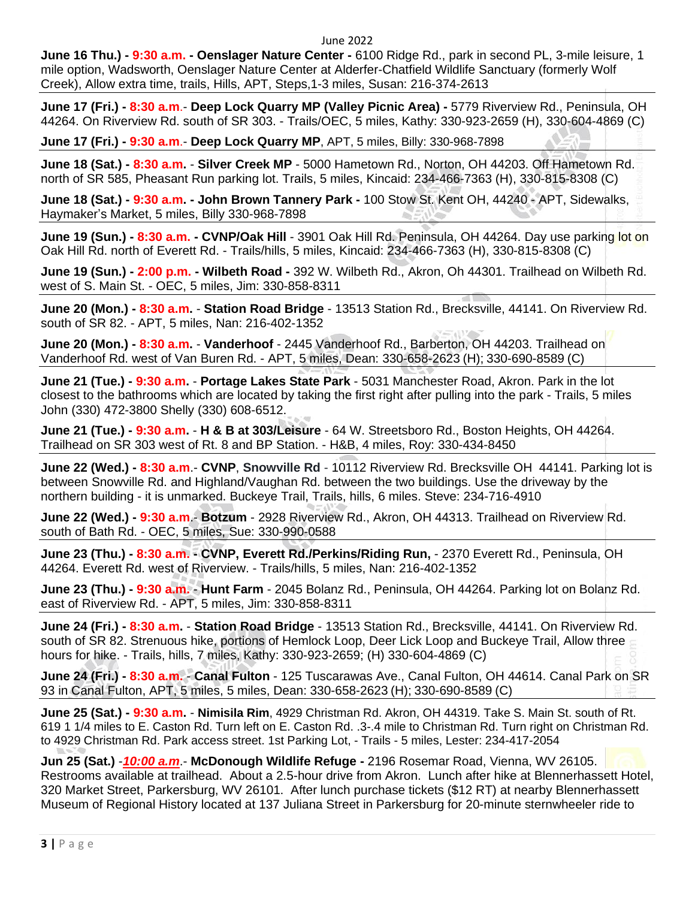June 2022

**June 16 Thu.) - 9:30 a.m. - Oenslager Nature Center -** 6100 Ridge Rd., park in second PL, 3-mile leisure, 1 mile option, Wadsworth, Oenslager Nature Center at Alderfer-Chatfield Wildlife Sanctuary (formerly Wolf Creek), Allow extra time, trails, Hills, APT, Steps,1-3 miles, Susan: 216-374-2613

**June 17 (Fri.) - 8:30 a.m.- Deep Lock Quarry MP (Valley Picnic Area) -** 5779 Riverview Rd., Peninsula, OH 44264. On Riverview Rd. south of SR 303. - Trails/OEC, 5 miles, Kathy: 330-923-2659 (H), 330-604-4869 (C)

**June 17 (Fri.) - 9:30 a.m.- Deep Lock Quarry MP**, APT, 5 miles, Billy: 330-968-7898

**June 18 (Sat.) - 8:30 a.m. - Silver Creek MP** - 5000 Hametown Rd., Norton, OH 44203. Off Hametown Rd. north of SR 585, Pheasant Run parking lot. Trails, 5 miles, Kincaid: 234-466-7363 (H), 330-815-8308 (C)

**June 18 (Sat.) - 9:30 a.m. - John Brown Tannery Park -** 100 Stow St. Kent OH, 44240 - APT, Sidewalks, Haymaker's Market, 5 miles, Billy 330-968-7898

**June 19 (Sun.) - 8:30 a.m. - CVNP/Oak Hill** - 3901 Oak Hill Rd. Peninsula, OH 44264. Day use parking lot on Oak Hill Rd. north of Everett Rd. - Trails/hills, 5 miles, Kincaid: 234-466-7363 (H), 330-815-8308 (C)

**June 19 (Sun.) - 2:00 p.m. - Wilbeth Road -** 392 W. Wilbeth Rd., Akron, Oh 44301. Trailhead on Wilbeth Rd. west of S. Main St. - OEC, 5 miles, Jim: 330-858-8311

**June 20 (Mon.) - 8:30 a.m. - Station Road Bridge** - 13513 Station Rd., Brecksville, 44141. On Riverview Rd. south of SR 82. - APT, 5 miles, Nan: 216-402-1352

**June 20 (Mon.) - 8:30 a.m. - Vanderhoof** - 2445 Vanderhoof Rd., Barberton, OH 44203. Trailhead on Vanderhoof Rd. west of Van Buren Rd. - APT, 5 miles, Dean: 330-658-2623 (H); 330-690-8589 (C)

**June 21 (Tue.) - 9:30 a.m. - Portage Lakes State Park** - 5031 Manchester Road, Akron. Park in the lot closest to the bathrooms which are located by taking the first right after pulling into the park - Trails, 5 miles John (330) 472-3800 Shelly (330) 608-6512.

**June 21 (Tue.) - 9:30 a.m. - H & B at 303/Leisure** - 64 W. Streetsboro Rd., Boston Heights, OH 44264. Trailhead on SR 303 west of Rt. 8 and BP Station. - H&B, 4 miles, Roy: 330-434-8450

**June 22 (Wed.) - 8:30 a.m.- CVNP, Snowville Rd** - 10112 Riverview Rd. Brecksville OH 44141. Parking lot is between Snowville Rd. and Highland/Vaughan Rd. between the two buildings. Use the driveway by the northern building - it is unmarked. Buckeye Trail, Trails, hills, 6 miles. Steve: 234-716-4910

**June 22 (Wed.) - 9:30 a.m.- Botzum** - 2928 Riverview Rd., Akron, OH 44313. Trailhead on Riverview Rd. south of Bath Rd. - OEC, 5 miles, Sue: 330-990-0588

**June 23 (Thu.) - 8:30 a.m. - CVNP, Everett Rd./Perkins/Riding Run,** - 2370 Everett Rd., Peninsula, OH 44264. Everett Rd. west of Riverview. - Trails/hills, 5 miles, Nan: 216-402-1352

**June 23 (Thu.) - 9:30 a.m. - Hunt Farm** - 2045 Bolanz Rd., Peninsula, OH 44264. Parking lot on Bolanz Rd. east of Riverview Rd. - APT, 5 miles, Jim: 330-858-8311

**June 24 (Fri.) - 8:30 a.m. - Station Road Bridge** - 13513 Station Rd., Brecksville, 44141. On Riverview Rd. south of SR 82. Strenuous hike, portions of Hemlock Loop, Deer Lick Loop and Buckeye Trail, Allow three hours for hike. - Trails, hills, 7 miles, Kathy: 330-923-2659; (H) 330-604-4869 (C)

**June 24 (Fri.) - 8:30 a.m. - Canal Fulton** - 125 Tuscarawas Ave., Canal Fulton, OH 44614. Canal Park on SR 93 in Canal Fulton, APT, 5 miles, 5 miles, Dean: 330-658-2623 (H); 330-690-8589 (C)

**June 25 (Sat.) - 9:30 a.m. - Nimisila Rim**, 4929 Christman Rd. Akron, OH 44319. Take S. Main St. south of Rt. 619 1 1/4 miles to E. Caston Rd. Turn left on E. Caston Rd. .3-.4 mile to Christman Rd. Turn right on Christman Rd. to 4929 Christman Rd. Park access street. 1st Parking Lot, - Trails - 5 miles, Lester: 234-417-2054

**Jun 25 (Sat.) -*10:00 a.m*.- McDonough Wildlife Refuge -** 2196 Rosemar Road, Vienna, WV 26105. Restrooms available at trailhead. About a 2.5-hour drive from Akron. Lunch after hike at Blennerhassett Hotel, 320 Market Street, Parkersburg, WV 26101. After lunch purchase tickets ($12 RT) at nearby Blennerhassett Museum of Regional History located at 137 Juliana Street in Parkersburg for 20-minute sternwheeler ride to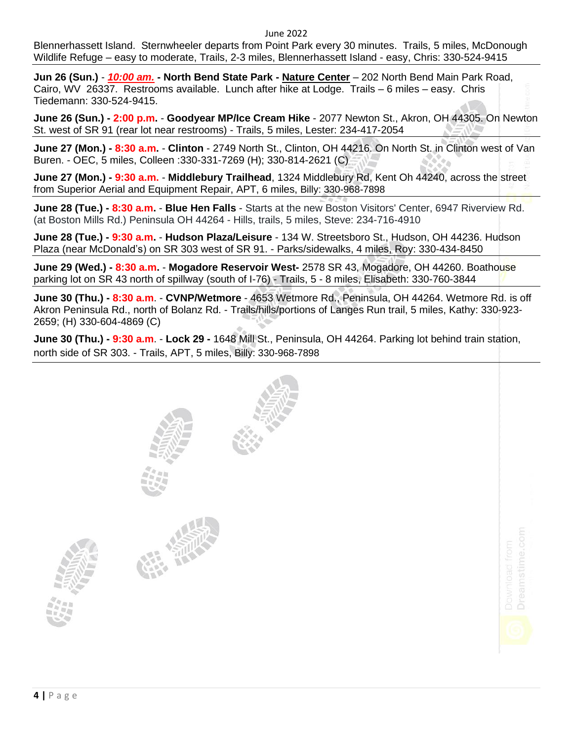Blennerhassett Island. Sternwheeler departs from Point Park every 30 minutes. Trails, 5 miles, McDonough Wildlife Refuge – easy to moderate, Trails, 2-3 miles, Blennerhassett Island - easy, Chris: 330-524-9415

---

**Jun 26 (Sun.)** - ***10:00 am.*** **- North Bend State Park - Nature Center** – 202 North Bend Main Park Road, Cairo, WV 26337. Restrooms available. Lunch after hike at Lodge. Trails – 6 miles – easy. Chris Tiedemann: 330-524-9415.

**June 26 (Sun.) - 2:00 p.m.** - **Goodyear MP/Ice Cream Hike** - 2077 Newton St., Akron, OH 44305. On Newton St. west of SR 91 (rear lot near restrooms) - Trails, 5 miles, Lester: 234-417-2054

---

**June 27 (Mon.) - 8:30 a.m.** - **Clinton** - 2749 North St., Clinton, OH 44216. On North St. in Clinton west of Van Buren. - OEC, 5 miles, Colleen :330-331-7269 (H); 330-814-2621 (C)

**June 27 (Mon.) - 9:30 a.m.** - **Middlebury Trailhead**, 1324 Middlebury Rd, Kent Oh 44240, across the street from Superior Aerial and Equipment Repair, APT, 6 miles, Billy: 330-968-7898

---

**June 28 (Tue.) - 8:30 a.m.** - **Blue Hen Falls** - Starts at the new Boston Visitors' Center, 6947 Riverview Rd. (at Boston Mills Rd.) Peninsula OH 44264 - Hills, trails, 5 miles, Steve: 234-716-4910

**June 28 (Tue.) - 9:30 a.m.** - **Hudson Plaza/Leisure** - 134 W. Streetsboro St., Hudson, OH 44236. Hudson Plaza (near McDonald's) on SR 303 west of SR 91. - Parks/sidewalks, 4 miles, Roy: 330-434-8450

---

**June 29 (Wed.) - 8:30 a.m.** - **Mogadore Reservoir West-** 2578 SR 43, Mogadore, OH 44260. Boathouse parking lot on SR 43 north of spillway (south of I-76) - Trails, 5 - 8 miles, Elisabeth: 330-760-3844

---

**June 30 (Thu.) - 8:30 a.m**. - **CVNP/Wetmore** - 4653 Wetmore Rd., Peninsula, OH 44264. Wetmore Rd. is off Akron Peninsula Rd., north of Bolanz Rd. - Trails/hills/portions of Langes Run trail, 5 miles, Kathy: 330-923-2659; (H) 330-604-4869 (C)

**June 30 (Thu.) - 9:30 a.m**. - **Lock 29 -** 1648 Mill St., Peninsula, OH 44264. Parking lot behind train station, north side of SR 303. - Trails, APT, 5 miles, Billy: 330-968-7898

---